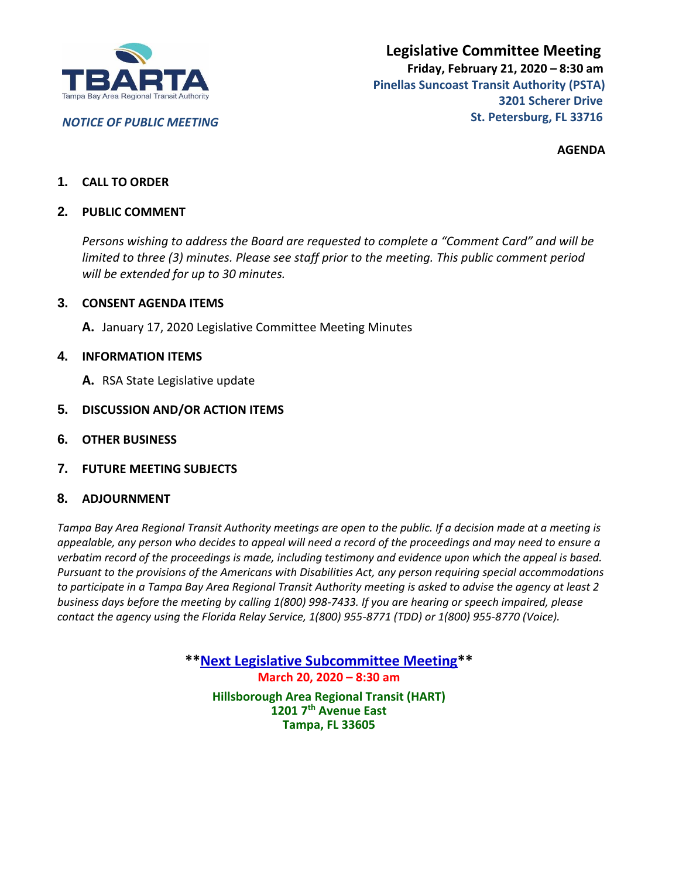TBARTA

Tampa Bay Area Regional Transit Authority

*NOTICE OF PUBLIC MEETING*

# Legislative Committee Meeting

**Friday, February 21, 2020 – 8:30 am**

**Pinellas Suncoast Transit Authority (PSTA)**
**3201 Scherer Drive**
**St. Petersburg, FL 33716**

**AGENDA**

1. **CALL TO ORDER**

2. **PUBLIC COMMENT**

   *Persons wishing to address the Board are requested to complete a "Comment Card" and will be limited to three (3) minutes. Please see staff prior to the meeting. This public comment period will be extended for up to 30 minutes.*

3. **CONSENT AGENDA ITEMS**

   **A.** January 17, 2020 Legislative Committee Meeting Minutes

4. **INFORMATION ITEMS**

   **A.** RSA State Legislative update

5. **DISCUSSION AND/OR ACTION ITEMS**

6. **OTHER BUSINESS**

7. **FUTURE MEETING SUBJECTS**

8. **ADJOURNMENT**

*Tampa Bay Area Regional Transit Authority meetings are open to the public. If a decision made at a meeting is appealable, any person who decides to appeal will need a record of the proceedings and may need to ensure a verbatim record of the proceedings is made, including testimony and evidence upon which the appeal is based. Pursuant to the provisions of the Americans with Disabilities Act, any person requiring special accommodations to participate in a Tampa Bay Area Regional Transit Authority meeting is asked to advise the agency at least 2 business days before the meeting by calling 1(800) 998-7433. If you are hearing or speech impaired, please contact the agency using the Florida Relay Service, 1(800) 955-8771 (TDD) or 1(800) 955-8770 (Voice).*

**\*\*Next Legislative Subcommittee Meeting\*\***
**March 20, 2020 – 8:30 am**

**Hillsborough Area Regional Transit (HART)**
**1201 7th Avenue East**
**Tampa, FL 33605**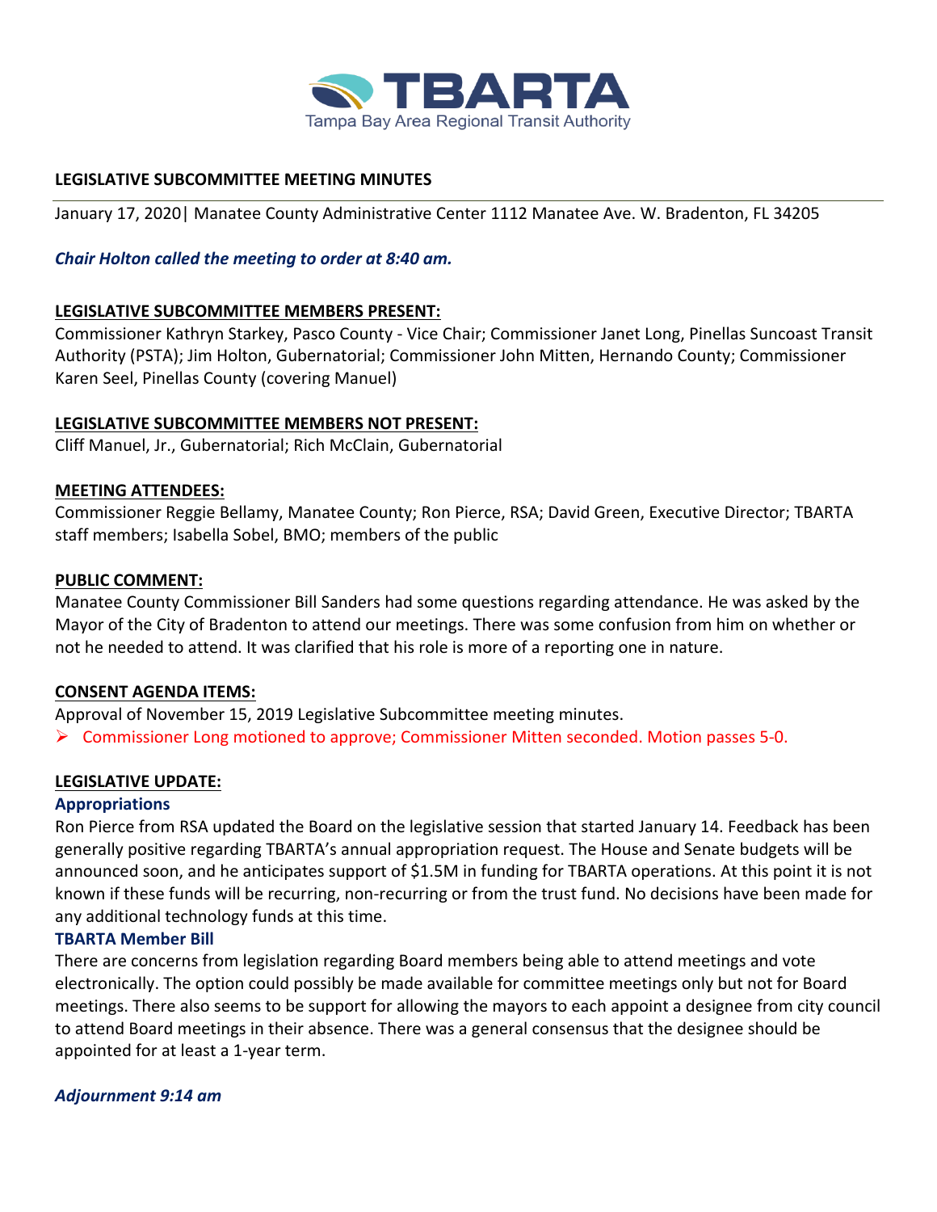# TBARTA

Tampa Bay Area Regional Transit Authority

## LEGISLATIVE SUBCOMMITTEE MEETING MINUTES

January 17, 2020| Manatee County Administrative Center 1112 Manatee Ave. W. Bradenton, FL 34205

***Chair Holton called the meeting to order at 8:40 am.***

### LEGISLATIVE SUBCOMMITTEE MEMBERS PRESENT:

Commissioner Kathryn Starkey, Pasco County - Vice Chair; Commissioner Janet Long, Pinellas Suncoast Transit Authority (PSTA); Jim Holton, Gubernatorial; Commissioner John Mitten, Hernando County; Commissioner Karen Seel, Pinellas County (covering Manuel)

### LEGISLATIVE SUBCOMMITTEE MEMBERS NOT PRESENT:

Cliff Manuel, Jr., Gubernatorial; Rich McClain, Gubernatorial

### MEETING ATTENDEES:

Commissioner Reggie Bellamy, Manatee County; Ron Pierce, RSA; David Green, Executive Director; TBARTA staff members; Isabella Sobel, BMO; members of the public

### PUBLIC COMMENT:

Manatee County Commissioner Bill Sanders had some questions regarding attendance. He was asked by the Mayor of the City of Bradenton to attend our meetings. There was some confusion from him on whether or not he needed to attend. It was clarified that his role is more of a reporting one in nature.

### CONSENT AGENDA ITEMS:

Approval of November 15, 2019 Legislative Subcommittee meeting minutes.

- Commissioner Long motioned to approve; Commissioner Mitten seconded. Motion passes 5-0.

### LEGISLATIVE UPDATE:

#### Appropriations

Ron Pierce from RSA updated the Board on the legislative session that started January 14. Feedback has been generally positive regarding TBARTA's annual appropriation request. The House and Senate budgets will be announced soon, and he anticipates support of $1.5M in funding for TBARTA operations. At this point it is not known if these funds will be recurring, non-recurring or from the trust fund. No decisions have been made for any additional technology funds at this time.

#### TBARTA Member Bill

There are concerns from legislation regarding Board members being able to attend meetings and vote electronically. The option could possibly be made available for committee meetings only but not for Board meetings. There also seems to be support for allowing the mayors to each appoint a designee from city council to attend Board meetings in their absence. There was a general consensus that the designee should be appointed for at least a 1-year term.

***Adjournment 9:14 am***